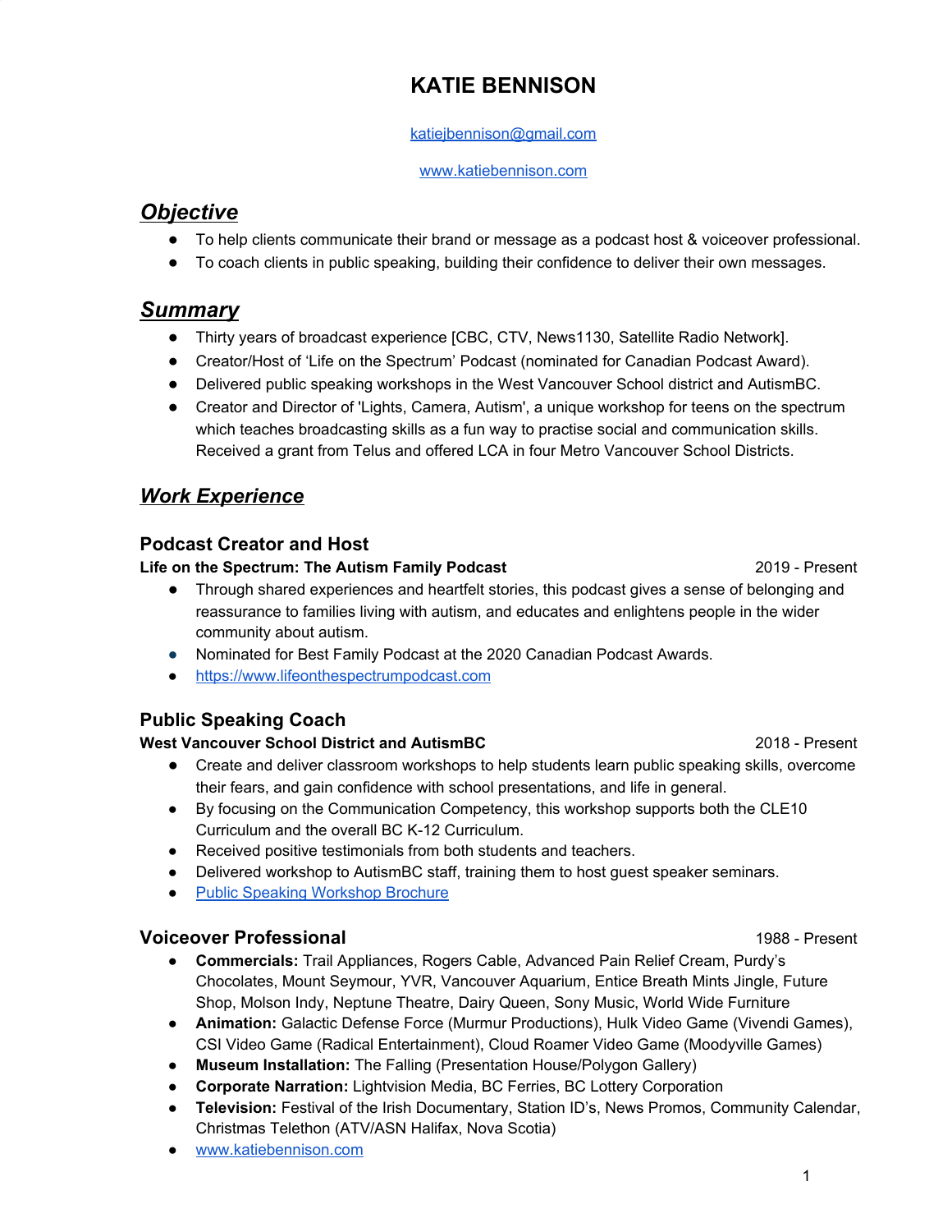# KATIE BENNISON

[katiejbennison@gmail.com](mailto:katiejbennison@gmail.com)

[www.katiebennison.com](http://www.katiebennison.com)

## ***Objective***

- To help clients communicate their brand or message as a podcast host & voiceover professional.
- To coach clients in public speaking, building their confidence to deliver their own messages.

## ***Summary***

- Thirty years of broadcast experience [CBC, CTV, News1130, Satellite Radio Network].
- Creator/Host of 'Life on the Spectrum' Podcast (nominated for Canadian Podcast Award).
- Delivered public speaking workshops in the West Vancouver School district and AutismBC.
- Creator and Director of 'Lights, Camera, Autism', a unique workshop for teens on the spectrum which teaches broadcasting skills as a fun way to practise social and communication skills. Received a grant from Telus and offered LCA in four Metro Vancouver School Districts.

## ***Work Experience***

### Podcast Creator and Host

**Life on the Spectrum: The Autism Family Podcast** 2019 - Present

- Through shared experiences and heartfelt stories, this podcast gives a sense of belonging and reassurance to families living with autism, and educates and enlightens people in the wider community about autism.
- Nominated for Best Family Podcast at the 2020 Canadian Podcast Awards.
- [https://www.lifeonthespectrumpodcast.com](https://www.lifeonthespectrumpodcast.com)

### Public Speaking Coach

**West Vancouver School District and AutismBC** 2018 - Present

- Create and deliver classroom workshops to help students learn public speaking skills, overcome their fears, and gain confidence with school presentations, and life in general.
- By focusing on the Communication Competency, this workshop supports both the CLE10 Curriculum and the overall BC K-12 Curriculum.
- Received positive testimonials from both students and teachers.
- Delivered workshop to AutismBC staff, training them to host guest speaker seminars.
- Public Speaking Workshop Brochure

### Voiceover Professional 1988 - Present

- **Commercials:** Trail Appliances, Rogers Cable, Advanced Pain Relief Cream, Purdy's Chocolates, Mount Seymour, YVR, Vancouver Aquarium, Entice Breath Mints Jingle, Future Shop, Molson Indy, Neptune Theatre, Dairy Queen, Sony Music, World Wide Furniture
- **Animation:** Galactic Defense Force (Murmur Productions), Hulk Video Game (Vivendi Games), CSI Video Game (Radical Entertainment), Cloud Roamer Video Game (Moodyville Games)
- **Museum Installation:** The Falling (Presentation House/Polygon Gallery)
- **Corporate Narration:** Lightvision Media, BC Ferries, BC Lottery Corporation
- **Television:** Festival of the Irish Documentary, Station ID's, News Promos, Community Calendar, Christmas Telethon (ATV/ASN Halifax, Nova Scotia)
- [www.katiebennison.com](http://www.katiebennison.com)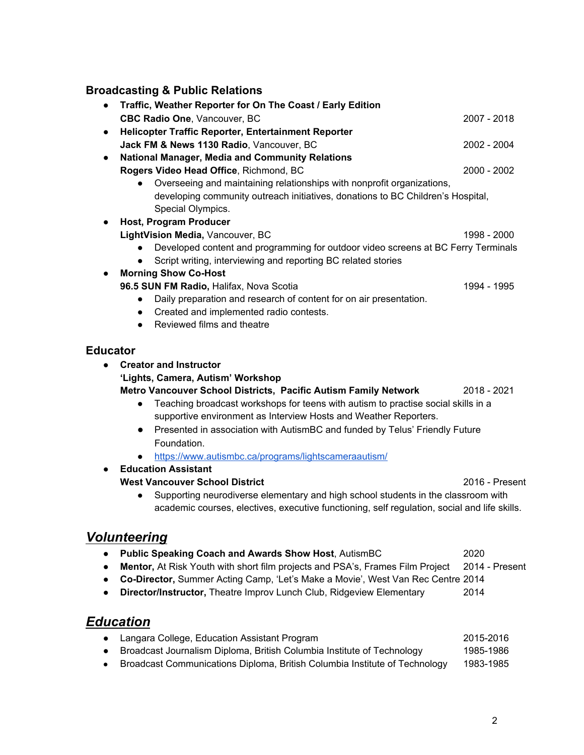## Broadcasting & Public Relations

- **Traffic, Weather Reporter for On The Coast / Early Edition**
  **CBC Radio One**, Vancouver, BC — 2007 - 2018
- **Helicopter Traffic Reporter, Entertainment Reporter**
  **Jack FM & News 1130 Radio**, Vancouver, BC — 2002 - 2004
- **National Manager, Media and Community Relations**
  **Rogers Video Head Office**, Richmond, BC — 2000 - 2002
  - Overseeing and maintaining relationships with nonprofit organizations, developing community outreach initiatives, donations to BC Children's Hospital, Special Olympics.
- **Host, Program Producer**
  **LightVision Media,** Vancouver, BC — 1998 - 2000
  - Developed content and programming for outdoor video screens at BC Ferry Terminals
  - Script writing, interviewing and reporting BC related stories
- **Morning Show Co-Host**
  **96.5 SUN FM Radio,** Halifax, Nova Scotia — 1994 - 1995
  - Daily preparation and research of content for on air presentation.
  - Created and implemented radio contests.
  - Reviewed films and theatre

## Educator

- **Creator and Instructor**
  **'Lights, Camera, Autism' Workshop**
  **Metro Vancouver School Districts, Pacific Autism Family Network** — 2018 - 2021
  - Teaching broadcast workshops for teens with autism to practise social skills in a supportive environment as Interview Hosts and Weather Reporters.
  - Presented in association with AutismBC and funded by Telus' Friendly Future Foundation.
  - https://www.autismbc.ca/programs/lightscameraautism/
- **Education Assistant**
  **West Vancouver School District** — 2016 - Present
  - Supporting neurodiverse elementary and high school students in the classroom with academic courses, electives, executive functioning, self regulation, social and life skills.

## *Volunteering*

- **Public Speaking Coach and Awards Show Host**, AutismBC — 2020
- **Mentor,** At Risk Youth with short film projects and PSA's, Frames Film Project — 2014 - Present
- **Co-Director,** Summer Acting Camp, 'Let's Make a Movie', West Van Rec Centre — 2014
- **Director/Instructor,** Theatre Improv Lunch Club, Ridgeview Elementary — 2014

## *Education*

- Langara College, Education Assistant Program — 2015-2016
- Broadcast Journalism Diploma, British Columbia Institute of Technology — 1985-1986
- Broadcast Communications Diploma, British Columbia Institute of Technology — 1983-1985